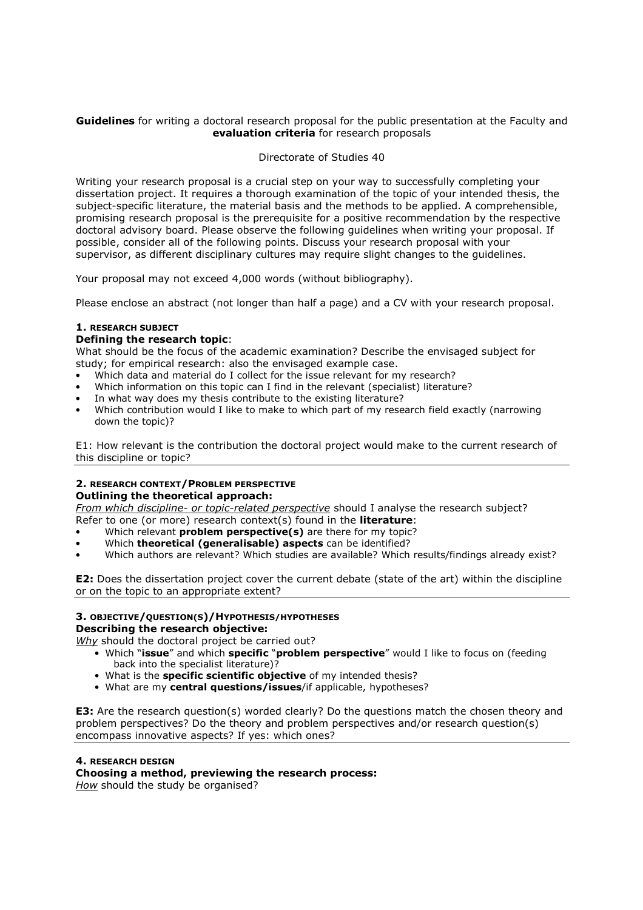**Guidelines** for writing a doctoral research proposal for the public presentation at the Faculty and **evaluation criteria** for research proposals

Directorate of Studies 40

Writing your research proposal is a crucial step on your way to successfully completing your dissertation project. It requires a thorough examination of the topic of your intended thesis, the subject-specific literature, the material basis and the methods to be applied. A comprehensible, promising research proposal is the prerequisite for a positive recommendation by the respective doctoral advisory board. Please observe the following guidelines when writing your proposal. If possible, consider all of the following points. Discuss your research proposal with your supervisor, as different disciplinary cultures may require slight changes to the guidelines.

Your proposal may not exceed 4,000 words (without bibliography).

Please enclose an abstract (not longer than half a page) and a CV with your research proposal.

## 1. RESEARCH SUBJECT

**Defining the research topic**:

What should be the focus of the academic examination? Describe the envisaged subject for study; for empirical research: also the envisaged example case.

- Which data and material do I collect for the issue relevant for my research?
- Which information on this topic can I find in the relevant (specialist) literature?
- In what way does my thesis contribute to the existing literature?
- Which contribution would I like to make to which part of my research field exactly (narrowing down the topic)?

E1: How relevant is the contribution the doctoral project would make to the current research of this discipline or topic?

## 2. RESEARCH CONTEXT/PROBLEM PERSPECTIVE

**Outlining the theoretical approach:**

*From which discipline- or topic-related perspective* should I analyse the research subject? Refer to one (or more) research context(s) found in the **literature**:

- Which relevant **problem perspective(s)** are there for my topic?
- Which **theoretical (generalisable) aspects** can be identified?
- Which authors are relevant? Which studies are available? Which results/findings already exist?

**E2:** Does the dissertation project cover the current debate (state of the art) within the discipline or on the topic to an appropriate extent?

## 3. OBJECTIVE/QUESTION(S)/HYPOTHESIS/HYPOTHESES

**Describing the research objective:**

*Why* should the doctoral project be carried out?

- Which "**issue**" and which **specific** "**problem perspective**" would I like to focus on (feeding back into the specialist literature)?
- What is the **specific scientific objective** of my intended thesis?
- What are my **central questions/issues**/if applicable, hypotheses?

**E3:** Are the research question(s) worded clearly? Do the questions match the chosen theory and problem perspectives? Do the theory and problem perspectives and/or research question(s) encompass innovative aspects? If yes: which ones?

## 4. RESEARCH DESIGN

**Choosing a method, previewing the research process:**

*How* should the study be organised?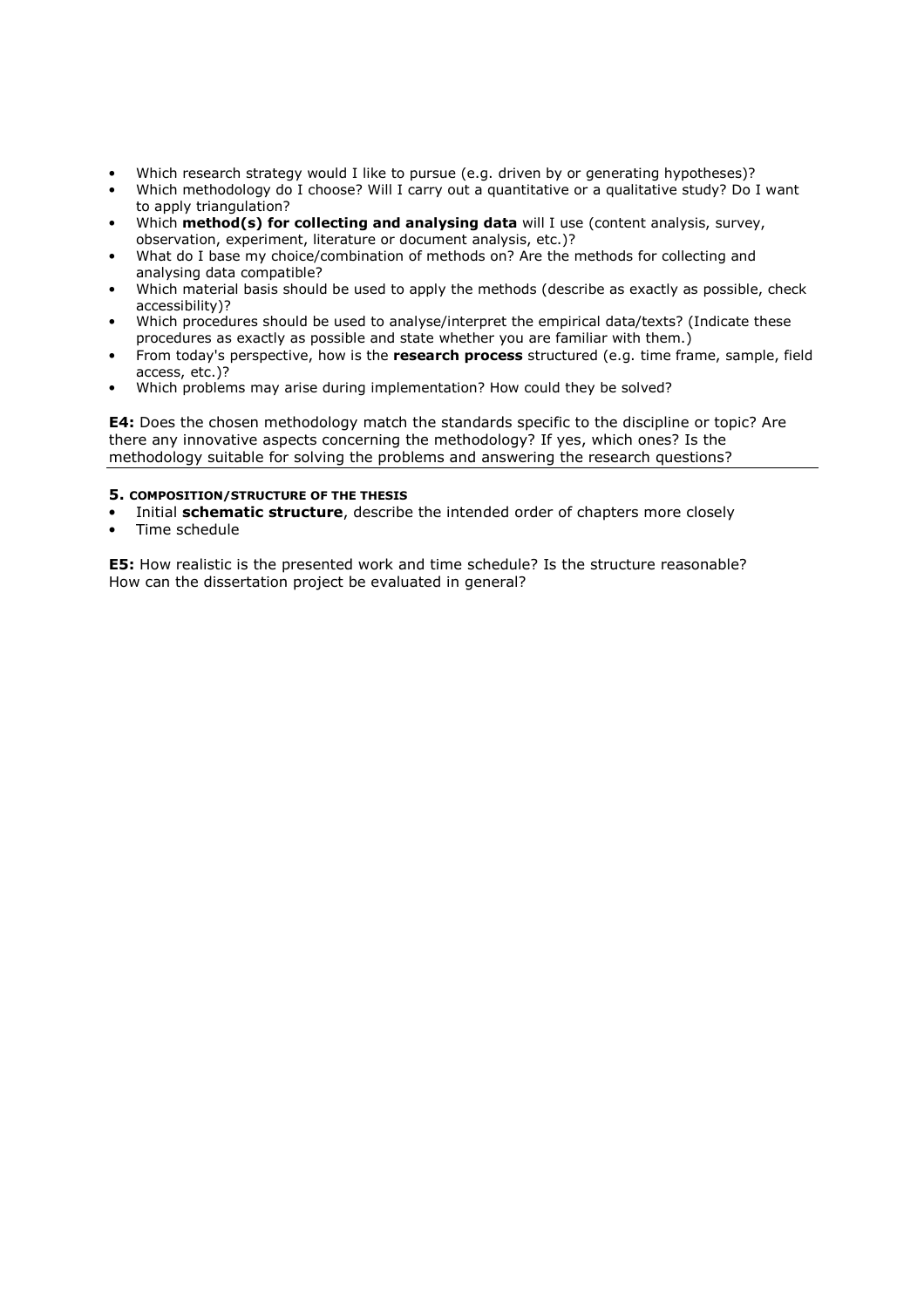- Which research strategy would I like to pursue (e.g. driven by or generating hypotheses)?
- Which methodology do I choose? Will I carry out a quantitative or a qualitative study? Do I want to apply triangulation?
- Which **method(s) for collecting and analysing data** will I use (content analysis, survey, observation, experiment, literature or document analysis, etc.)?
- What do I base my choice/combination of methods on? Are the methods for collecting and analysing data compatible?
- Which material basis should be used to apply the methods (describe as exactly as possible, check accessibility)?
- Which procedures should be used to analyse/interpret the empirical data/texts? (Indicate these procedures as exactly as possible and state whether you are familiar with them.)
- From today's perspective, how is the **research process** structured (e.g. time frame, sample, field access, etc.)?
- Which problems may arise during implementation? How could they be solved?

**E4:** Does the chosen methodology match the standards specific to the discipline or topic? Are there any innovative aspects concerning the methodology? If yes, which ones? Is the methodology suitable for solving the problems and answering the research questions?

---

### 5. COMPOSITION/STRUCTURE OF THE THESIS

- Initial **schematic structure**, describe the intended order of chapters more closely
- Time schedule

**E5:** How realistic is the presented work and time schedule? Is the structure reasonable? How can the dissertation project be evaluated in general?